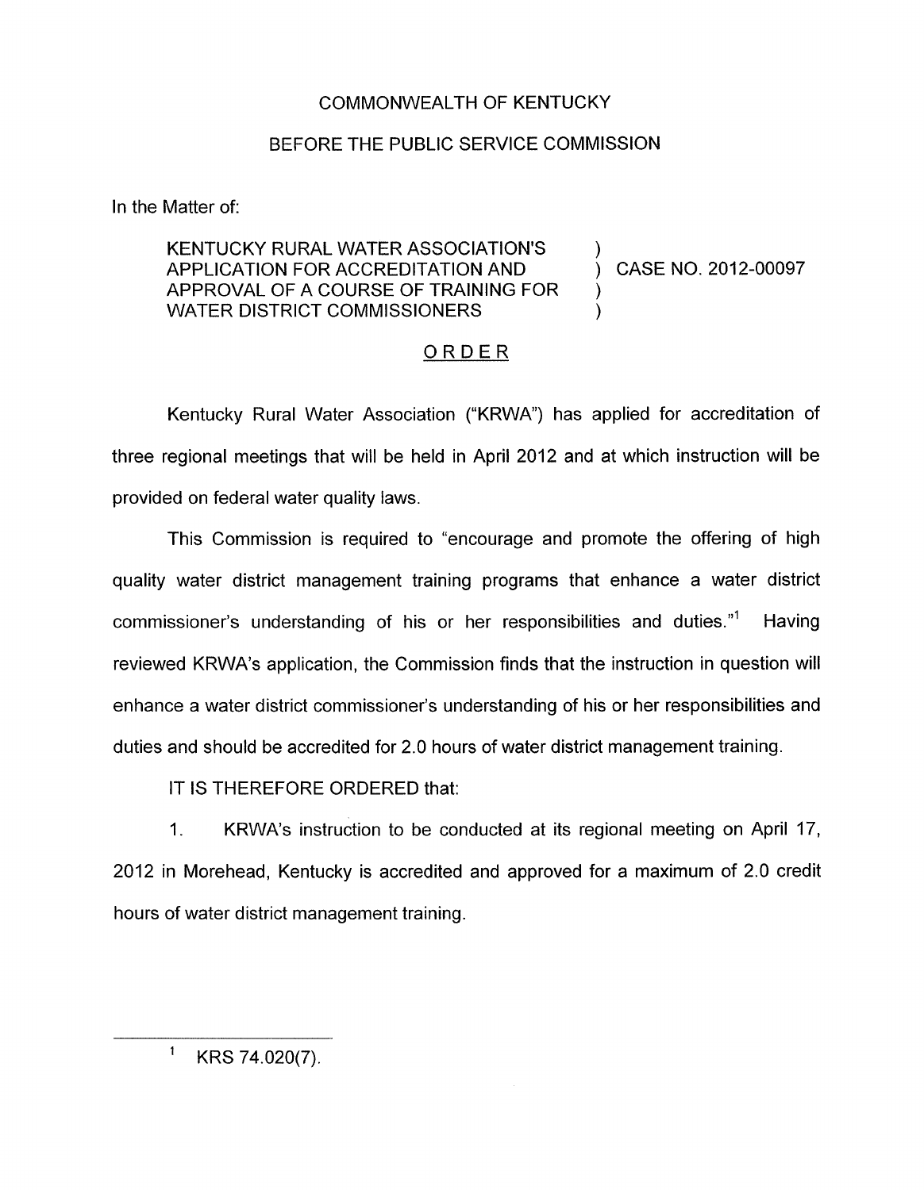COMMONWEALTH OF KENTUCKY

BEFORE THE PUBLIC SERVICE COMMISSION

In the Matter of:

KENTUCKY RURAL WATER ASSOCIATION'S APPLICATION FOR ACCREDITATION AND APPROVAL OF A COURSE OF TRAINING FOR WATER DISTRICT COMMISSIONERS ) CASE NO. 2012-00097

## ORDER

Kentucky Rural Water Association ("KRWA") has applied for accreditation of three regional meetings that will be held in April 2012 and at which instruction will be provided on federal water quality laws.

This Commission is required to "encourage and promote the offering of high quality water district management training programs that enhance a water district commissioner's understanding of his or her responsibilities and duties."[1] Having reviewed KRWA's application, the Commission finds that the instruction in question will enhance a water district commissioner's understanding of his or her responsibilities and duties and should be accredited for 2.0 hours of water district management training.

IT IS THEREFORE ORDERED that:

1. KRWA's instruction to be conducted at its regional meeting on April 17, 2012 in Morehead, Kentucky is accredited and approved for a maximum of 2.0 credit hours of water district management training.

[1] KRS 74.020(7).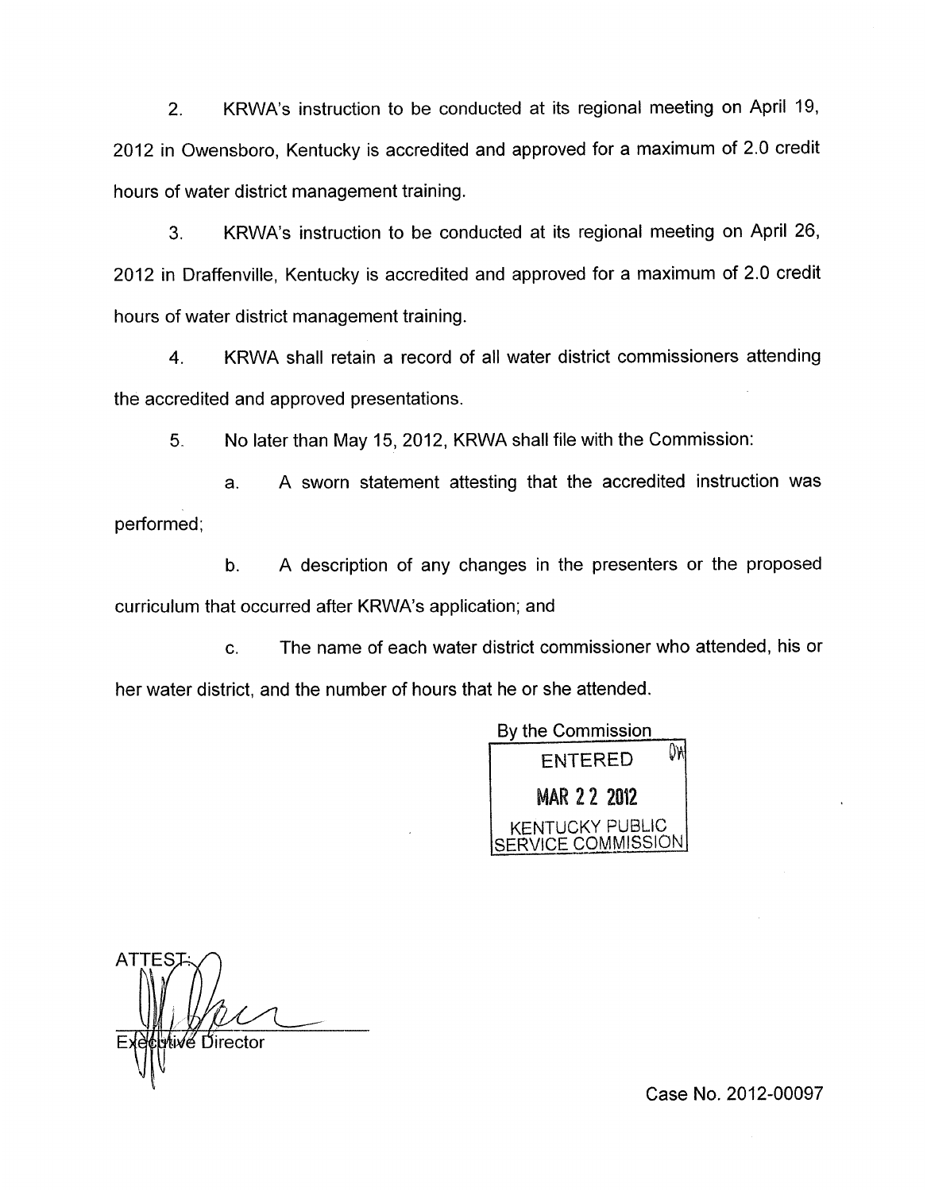2. KRWA's instruction to be conducted at its regional meeting on April 19, 2012 in Owensboro, Kentucky is accredited and approved for a maximum of 2.0 credit hours of water district management training.

3. KRWA's instruction to be conducted at its regional meeting on April 26, 2012 in Draffenville, Kentucky is accredited and approved for a maximum of 2.0 credit hours of water district management training.

4. KRWA shall retain a record of all water district commissioners attending the accredited and approved presentations.

5. No later than May 15, 2012, KRWA shall file with the Commission:

   a. A sworn statement attesting that the accredited instruction was performed;

   b. A description of any changes in the presenters or the proposed curriculum that occurred after KRWA's application; and

   c. The name of each water district commissioner who attended, his or her water district, and the number of hours that he or she attended.

By the Commission

ENTERED

MAR 22 2012

KENTUCKY PUBLIC SERVICE COMMISSION

ATTEST:

Executive Director

Case No. 2012-00097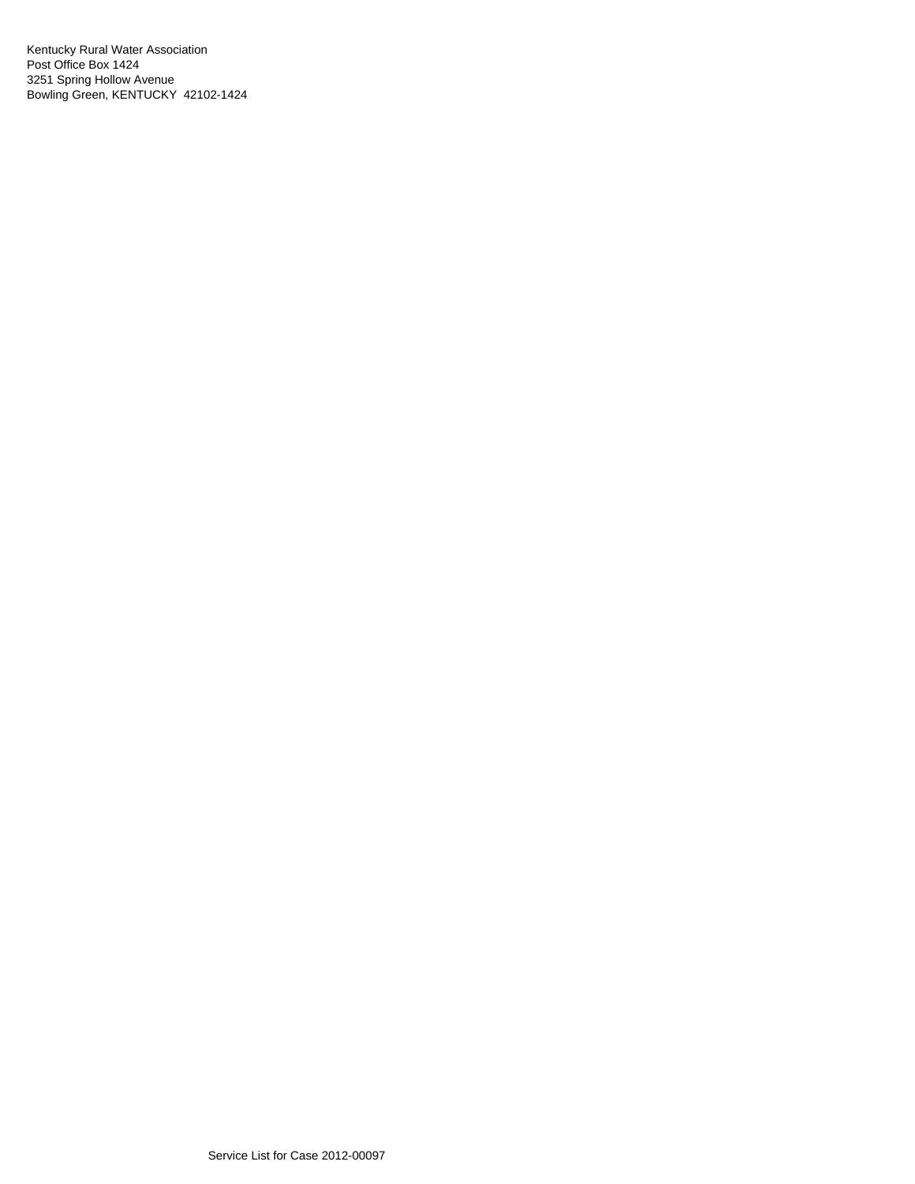Kentucky Rural Water Association
Post Office Box 1424
3251 Spring Hollow Avenue
Bowling Green, KENTUCKY 42102-1424